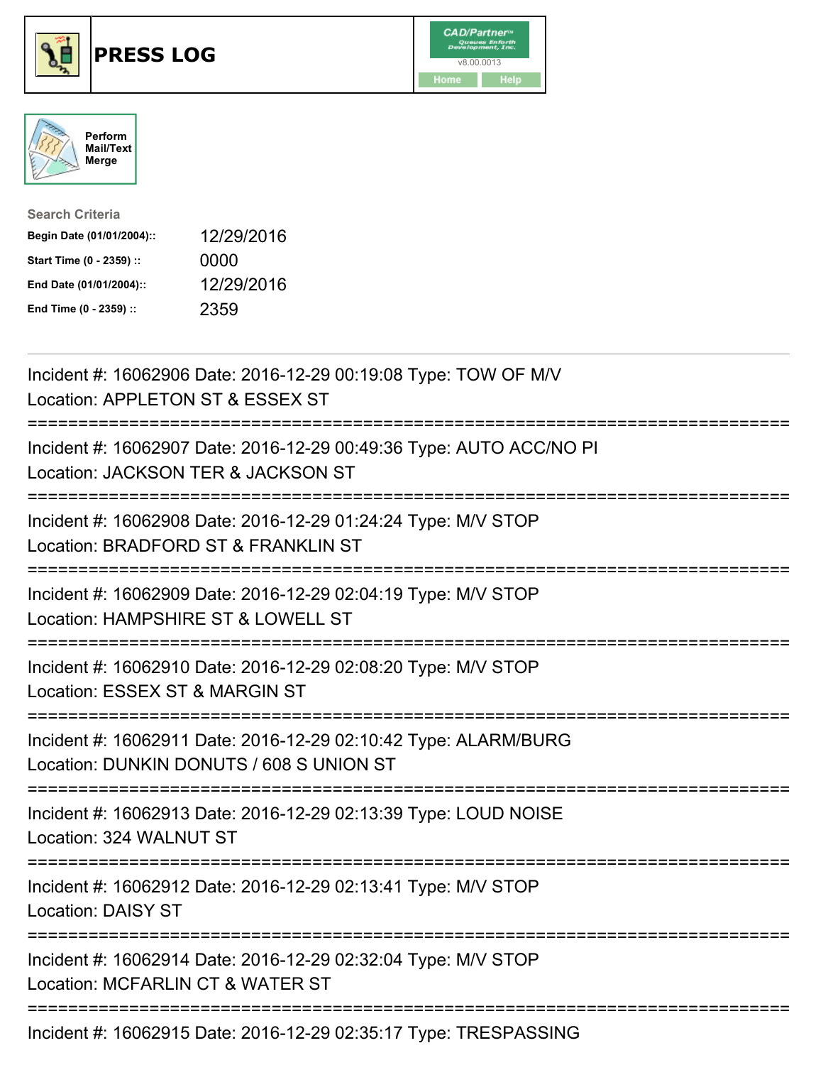# PRESS LOG

Perform Mail/Text Merge

**Search Criteria**

| | |
|---|---|
| **Begin Date (01/01/2004)::** | 12/29/2016 |
| **Start Time (0 - 2359) ::** | 0000 |
| **End Date (01/01/2004)::** | 12/29/2016 |
| **End Time (0 - 2359) ::** | 2359 |

---

Incident #: 16062906 Date: 2016-12-29 00:19:08 Type: TOW OF M/V
Location: APPLETON ST & ESSEX ST

===========================================================================

Incident #: 16062907 Date: 2016-12-29 00:49:36 Type: AUTO ACC/NO PI
Location: JACKSON TER & JACKSON ST

===========================================================================

Incident #: 16062908 Date: 2016-12-29 01:24:24 Type: M/V STOP
Location: BRADFORD ST & FRANKLIN ST

===========================================================================

Incident #: 16062909 Date: 2016-12-29 02:04:19 Type: M/V STOP
Location: HAMPSHIRE ST & LOWELL ST

===========================================================================

Incident #: 16062910 Date: 2016-12-29 02:08:20 Type: M/V STOP
Location: ESSEX ST & MARGIN ST

===========================================================================

Incident #: 16062911 Date: 2016-12-29 02:10:42 Type: ALARM/BURG
Location: DUNKIN DONUTS / 608 S UNION ST

===========================================================================

Incident #: 16062913 Date: 2016-12-29 02:13:39 Type: LOUD NOISE
Location: 324 WALNUT ST

===========================================================================

Incident #: 16062912 Date: 2016-12-29 02:13:41 Type: M/V STOP
Location: DAISY ST

===========================================================================

Incident #: 16062914 Date: 2016-12-29 02:32:04 Type: M/V STOP
Location: MCFARLIN CT & WATER ST

===========================================================================

Incident #: 16062915 Date: 2016-12-29 02:35:17 Type: TRESPASSING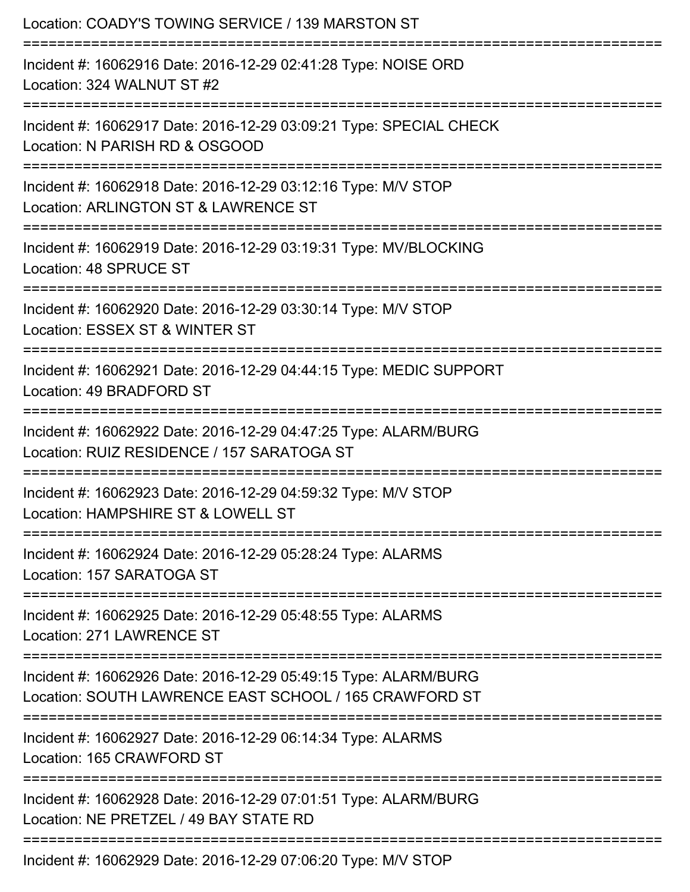Location: COADY'S TOWING SERVICE / 139 MARSTON ST

===========================================================================

Incident #: 16062916 Date: 2016-12-29 02:41:28 Type: NOISE ORD
Location: 324 WALNUT ST #2

===========================================================================

Incident #: 16062917 Date: 2016-12-29 03:09:21 Type: SPECIAL CHECK
Location: N PARISH RD & OSGOOD

===========================================================================

Incident #: 16062918 Date: 2016-12-29 03:12:16 Type: M/V STOP
Location: ARLINGTON ST & LAWRENCE ST

===========================================================================

Incident #: 16062919 Date: 2016-12-29 03:19:31 Type: MV/BLOCKING
Location: 48 SPRUCE ST

===========================================================================

Incident #: 16062920 Date: 2016-12-29 03:30:14 Type: M/V STOP
Location: ESSEX ST & WINTER ST

===========================================================================

Incident #: 16062921 Date: 2016-12-29 04:44:15 Type: MEDIC SUPPORT
Location: 49 BRADFORD ST

===========================================================================

Incident #: 16062922 Date: 2016-12-29 04:47:25 Type: ALARM/BURG
Location: RUIZ RESIDENCE / 157 SARATOGA ST

===========================================================================

Incident #: 16062923 Date: 2016-12-29 04:59:32 Type: M/V STOP
Location: HAMPSHIRE ST & LOWELL ST

===========================================================================

Incident #: 16062924 Date: 2016-12-29 05:28:24 Type: ALARMS
Location: 157 SARATOGA ST

===========================================================================

Incident #: 16062925 Date: 2016-12-29 05:48:55 Type: ALARMS
Location: 271 LAWRENCE ST

===========================================================================

Incident #: 16062926 Date: 2016-12-29 05:49:15 Type: ALARM/BURG
Location: SOUTH LAWRENCE EAST SCHOOL / 165 CRAWFORD ST

===========================================================================

Incident #: 16062927 Date: 2016-12-29 06:14:34 Type: ALARMS
Location: 165 CRAWFORD ST

===========================================================================

Incident #: 16062928 Date: 2016-12-29 07:01:51 Type: ALARM/BURG
Location: NE PRETZEL / 49 BAY STATE RD

===========================================================================

Incident #: 16062929 Date: 2016-12-29 07:06:20 Type: M/V STOP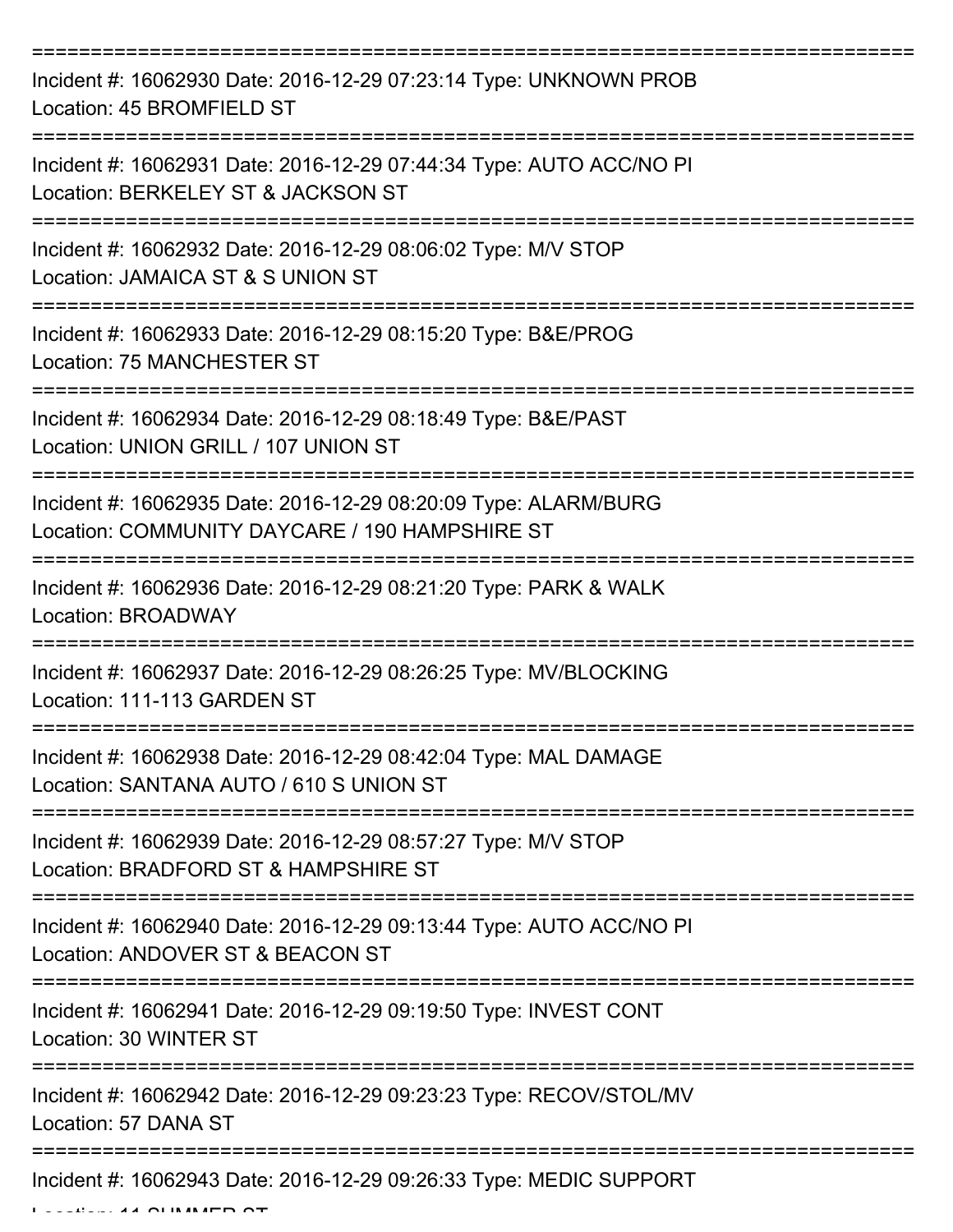===========================================================================

Incident #: 16062930 Date: 2016-12-29 07:23:14 Type: UNKNOWN PROB
Location: 45 BROMFIELD ST

===========================================================================

Incident #: 16062931 Date: 2016-12-29 07:44:34 Type: AUTO ACC/NO PI
Location: BERKELEY ST & JACKSON ST

===========================================================================

Incident #: 16062932 Date: 2016-12-29 08:06:02 Type: M/V STOP
Location: JAMAICA ST & S UNION ST

===========================================================================

Incident #: 16062933 Date: 2016-12-29 08:15:20 Type: B&E/PROG
Location: 75 MANCHESTER ST

===========================================================================

Incident #: 16062934 Date: 2016-12-29 08:18:49 Type: B&E/PAST
Location: UNION GRILL / 107 UNION ST

===========================================================================

Incident #: 16062935 Date: 2016-12-29 08:20:09 Type: ALARM/BURG
Location: COMMUNITY DAYCARE / 190 HAMPSHIRE ST

===========================================================================

Incident #: 16062936 Date: 2016-12-29 08:21:20 Type: PARK & WALK
Location: BROADWAY

===========================================================================

Incident #: 16062937 Date: 2016-12-29 08:26:25 Type: MV/BLOCKING
Location: 111-113 GARDEN ST

===========================================================================

Incident #: 16062938 Date: 2016-12-29 08:42:04 Type: MAL DAMAGE
Location: SANTANA AUTO / 610 S UNION ST

===========================================================================

Incident #: 16062939 Date: 2016-12-29 08:57:27 Type: M/V STOP
Location: BRADFORD ST & HAMPSHIRE ST

===========================================================================

Incident #: 16062940 Date: 2016-12-29 09:13:44 Type: AUTO ACC/NO PI
Location: ANDOVER ST & BEACON ST

===========================================================================

Incident #: 16062941 Date: 2016-12-29 09:19:50 Type: INVEST CONT
Location: 30 WINTER ST

===========================================================================

Incident #: 16062942 Date: 2016-12-29 09:23:23 Type: RECOV/STOL/MV
Location: 57 DANA ST

===========================================================================

Incident #: 16062943 Date: 2016-12-29 09:26:33 Type: MEDIC SUPPORT
Location: 11 SUMMER ST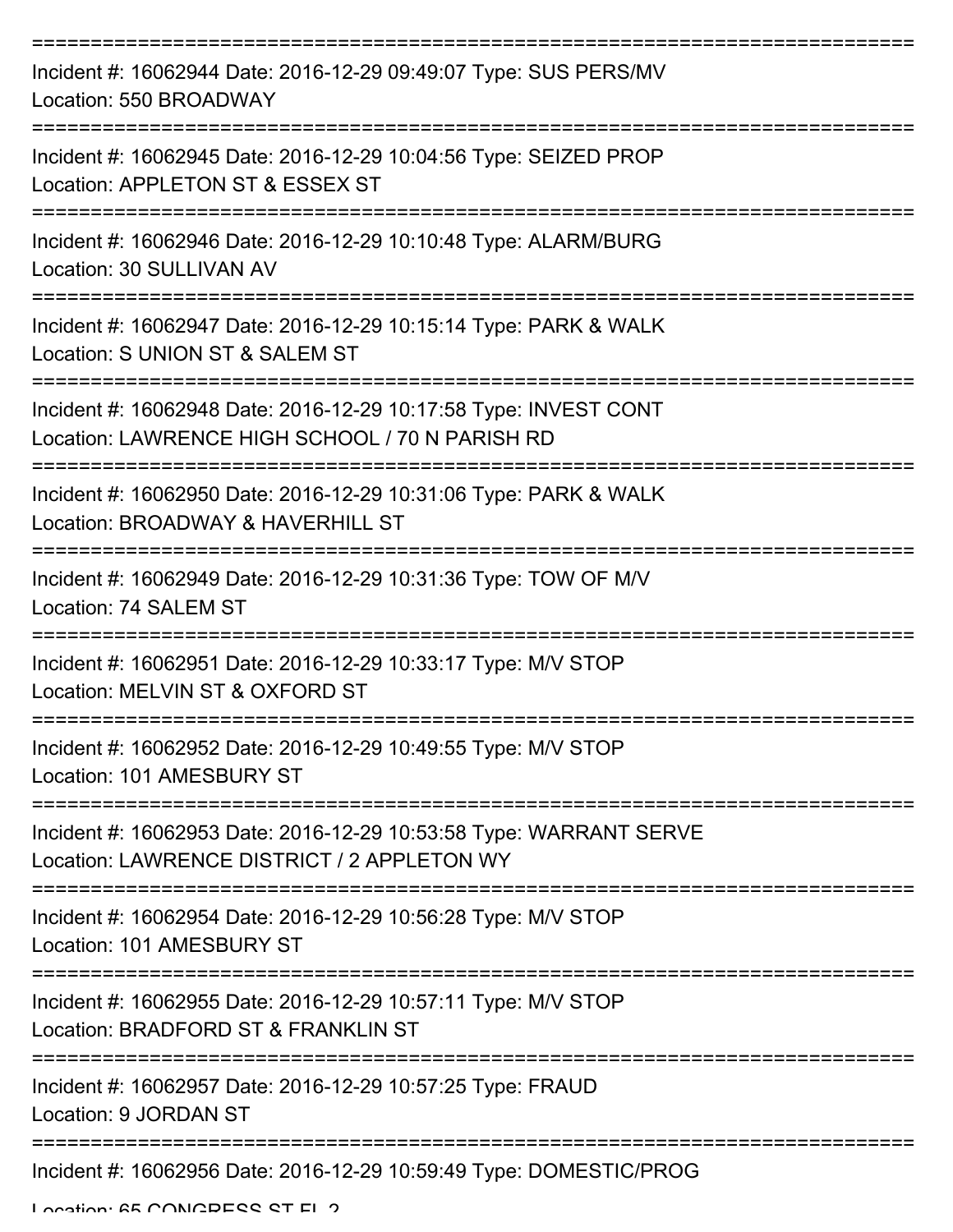===========================================================================

Incident #: 16062944 Date: 2016-12-29 09:49:07 Type: SUS PERS/MV
Location: 550 BROADWAY

===========================================================================

Incident #: 16062945 Date: 2016-12-29 10:04:56 Type: SEIZED PROP
Location: APPLETON ST & ESSEX ST

===========================================================================

Incident #: 16062946 Date: 2016-12-29 10:10:48 Type: ALARM/BURG
Location: 30 SULLIVAN AV

===========================================================================

Incident #: 16062947 Date: 2016-12-29 10:15:14 Type: PARK & WALK
Location: S UNION ST & SALEM ST

===========================================================================

Incident #: 16062948 Date: 2016-12-29 10:17:58 Type: INVEST CONT
Location: LAWRENCE HIGH SCHOOL / 70 N PARISH RD

===========================================================================

Incident #: 16062950 Date: 2016-12-29 10:31:06 Type: PARK & WALK
Location: BROADWAY & HAVERHILL ST

===========================================================================

Incident #: 16062949 Date: 2016-12-29 10:31:36 Type: TOW OF M/V
Location: 74 SALEM ST

===========================================================================

Incident #: 16062951 Date: 2016-12-29 10:33:17 Type: M/V STOP
Location: MELVIN ST & OXFORD ST

===========================================================================

Incident #: 16062952 Date: 2016-12-29 10:49:55 Type: M/V STOP
Location: 101 AMESBURY ST

===========================================================================

Incident #: 16062953 Date: 2016-12-29 10:53:58 Type: WARRANT SERVE
Location: LAWRENCE DISTRICT / 2 APPLETON WY

===========================================================================

Incident #: 16062954 Date: 2016-12-29 10:56:28 Type: M/V STOP
Location: 101 AMESBURY ST

===========================================================================

Incident #: 16062955 Date: 2016-12-29 10:57:11 Type: M/V STOP
Location: BRADFORD ST & FRANKLIN ST

===========================================================================

Incident #: 16062957 Date: 2016-12-29 10:57:25 Type: FRAUD
Location: 9 JORDAN ST

===========================================================================

Incident #: 16062956 Date: 2016-12-29 10:59:49 Type: DOMESTIC/PROG
Location: 65 CONGRESS ST FL 2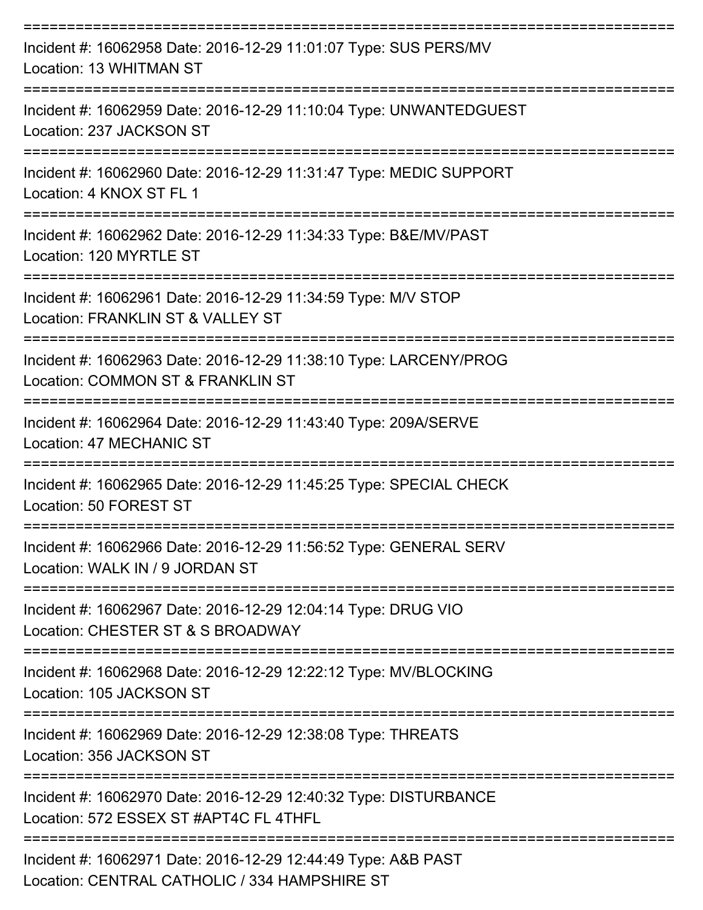===========================================================================

Incident #: 16062958 Date: 2016-12-29 11:01:07 Type: SUS PERS/MV
Location: 13 WHITMAN ST

===========================================================================

Incident #: 16062959 Date: 2016-12-29 11:10:04 Type: UNWANTEDGUEST
Location: 237 JACKSON ST

===========================================================================

Incident #: 16062960 Date: 2016-12-29 11:31:47 Type: MEDIC SUPPORT
Location: 4 KNOX ST FL 1

===========================================================================

Incident #: 16062962 Date: 2016-12-29 11:34:33 Type: B&E/MV/PAST
Location: 120 MYRTLE ST

===========================================================================

Incident #: 16062961 Date: 2016-12-29 11:34:59 Type: M/V STOP
Location: FRANKLIN ST & VALLEY ST

===========================================================================

Incident #: 16062963 Date: 2016-12-29 11:38:10 Type: LARCENY/PROG
Location: COMMON ST & FRANKLIN ST

===========================================================================

Incident #: 16062964 Date: 2016-12-29 11:43:40 Type: 209A/SERVE
Location: 47 MECHANIC ST

===========================================================================

Incident #: 16062965 Date: 2016-12-29 11:45:25 Type: SPECIAL CHECK
Location: 50 FOREST ST

===========================================================================

Incident #: 16062966 Date: 2016-12-29 11:56:52 Type: GENERAL SERV
Location: WALK IN / 9 JORDAN ST

===========================================================================

Incident #: 16062967 Date: 2016-12-29 12:04:14 Type: DRUG VIO
Location: CHESTER ST & S BROADWAY

===========================================================================

Incident #: 16062968 Date: 2016-12-29 12:22:12 Type: MV/BLOCKING
Location: 105 JACKSON ST

===========================================================================

Incident #: 16062969 Date: 2016-12-29 12:38:08 Type: THREATS
Location: 356 JACKSON ST

===========================================================================

Incident #: 16062970 Date: 2016-12-29 12:40:32 Type: DISTURBANCE
Location: 572 ESSEX ST #APT4C FL 4THFL

===========================================================================

Incident #: 16062971 Date: 2016-12-29 12:44:49 Type: A&B PAST
Location: CENTRAL CATHOLIC / 334 HAMPSHIRE ST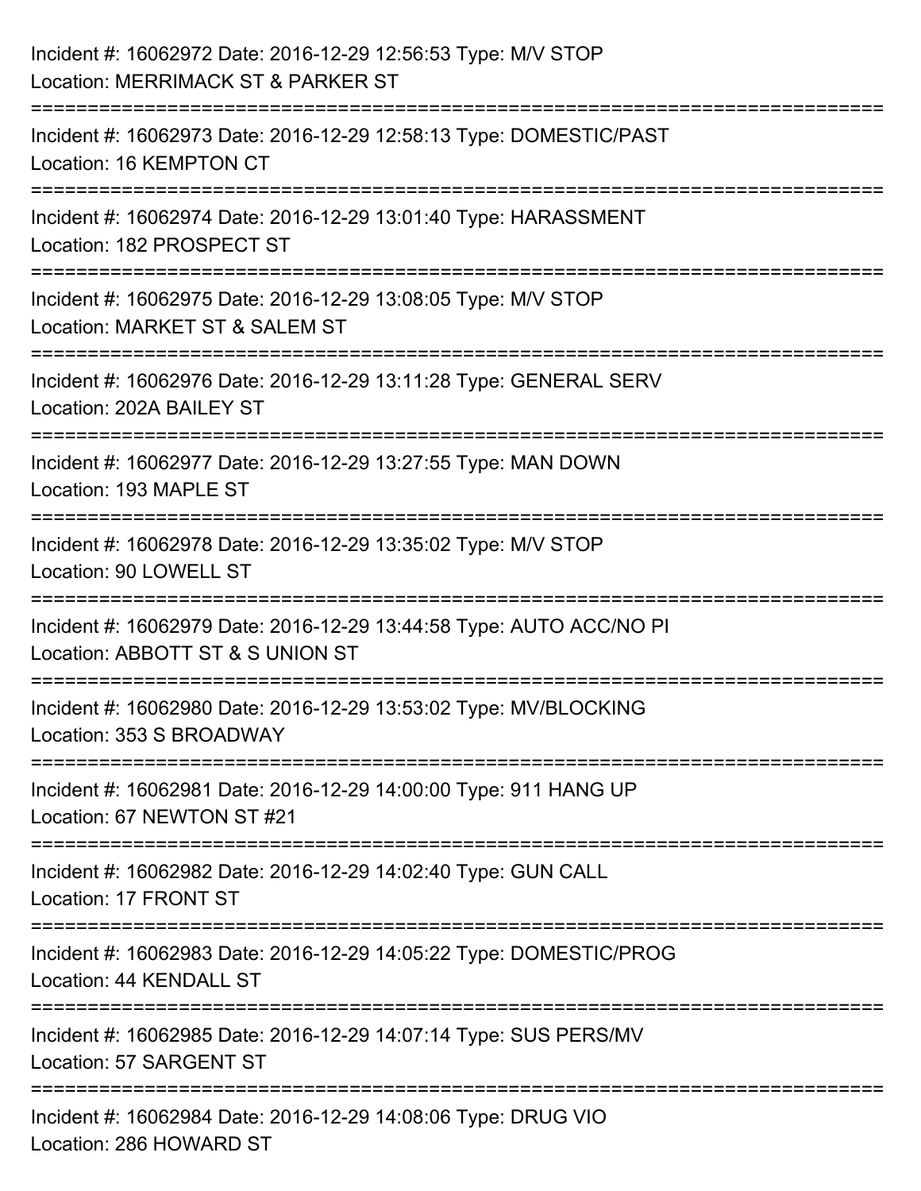Incident #: 16062972 Date: 2016-12-29 12:56:53 Type: M/V STOP
Location: MERRIMACK ST & PARKER ST

===========================================================================

Incident #: 16062973 Date: 2016-12-29 12:58:13 Type: DOMESTIC/PAST
Location: 16 KEMPTON CT

===========================================================================

Incident #: 16062974 Date: 2016-12-29 13:01:40 Type: HARASSMENT
Location: 182 PROSPECT ST

===========================================================================

Incident #: 16062975 Date: 2016-12-29 13:08:05 Type: M/V STOP
Location: MARKET ST & SALEM ST

===========================================================================

Incident #: 16062976 Date: 2016-12-29 13:11:28 Type: GENERAL SERV
Location: 202A BAILEY ST

===========================================================================

Incident #: 16062977 Date: 2016-12-29 13:27:55 Type: MAN DOWN
Location: 193 MAPLE ST

===========================================================================

Incident #: 16062978 Date: 2016-12-29 13:35:02 Type: M/V STOP
Location: 90 LOWELL ST

===========================================================================

Incident #: 16062979 Date: 2016-12-29 13:44:58 Type: AUTO ACC/NO PI
Location: ABBOTT ST & S UNION ST

===========================================================================

Incident #: 16062980 Date: 2016-12-29 13:53:02 Type: MV/BLOCKING
Location: 353 S BROADWAY

===========================================================================

Incident #: 16062981 Date: 2016-12-29 14:00:00 Type: 911 HANG UP
Location: 67 NEWTON ST #21

===========================================================================

Incident #: 16062982 Date: 2016-12-29 14:02:40 Type: GUN CALL
Location: 17 FRONT ST

===========================================================================

Incident #: 16062983 Date: 2016-12-29 14:05:22 Type: DOMESTIC/PROG
Location: 44 KENDALL ST

===========================================================================

Incident #: 16062985 Date: 2016-12-29 14:07:14 Type: SUS PERS/MV
Location: 57 SARGENT ST

===========================================================================

Incident #: 16062984 Date: 2016-12-29 14:08:06 Type: DRUG VIO
Location: 286 HOWARD ST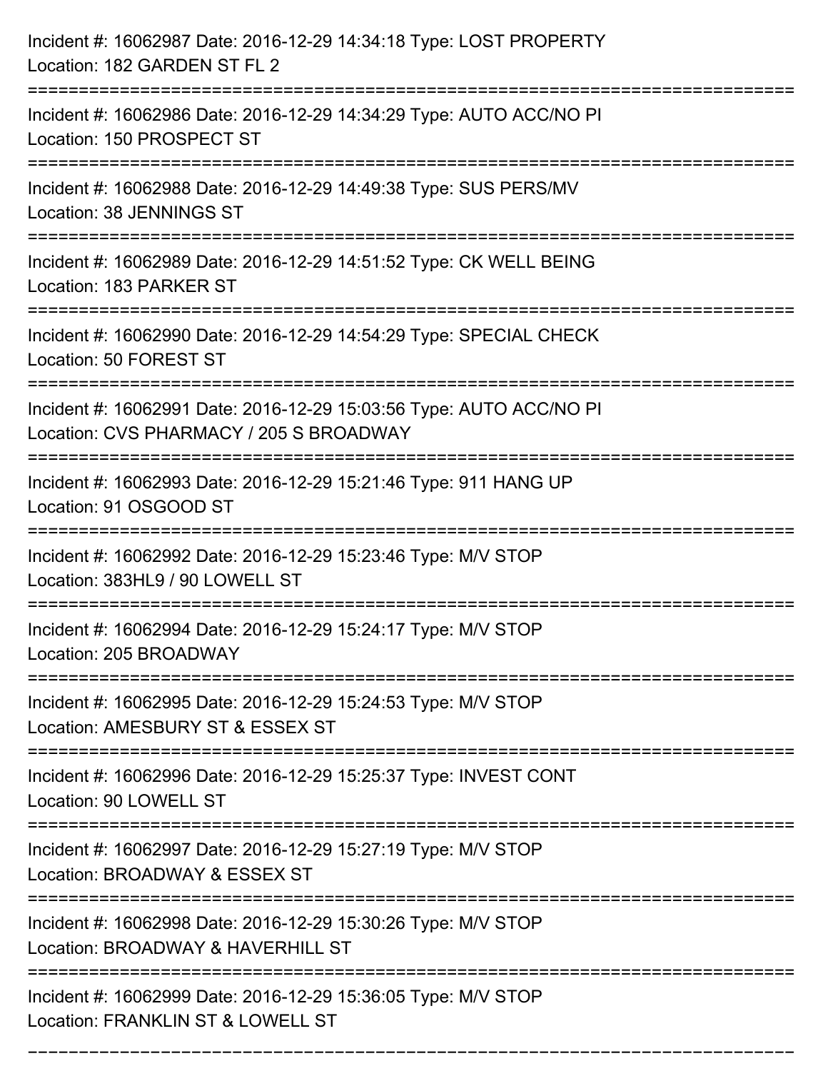Incident #: 16062987 Date: 2016-12-29 14:34:18 Type: LOST PROPERTY
Location: 182 GARDEN ST FL 2

===========================================================================

Incident #: 16062986 Date: 2016-12-29 14:34:29 Type: AUTO ACC/NO PI
Location: 150 PROSPECT ST

===========================================================================

Incident #: 16062988 Date: 2016-12-29 14:49:38 Type: SUS PERS/MV
Location: 38 JENNINGS ST

===========================================================================

Incident #: 16062989 Date: 2016-12-29 14:51:52 Type: CK WELL BEING
Location: 183 PARKER ST

===========================================================================

Incident #: 16062990 Date: 2016-12-29 14:54:29 Type: SPECIAL CHECK
Location: 50 FOREST ST

===========================================================================

Incident #: 16062991 Date: 2016-12-29 15:03:56 Type: AUTO ACC/NO PI
Location: CVS PHARMACY / 205 S BROADWAY

===========================================================================

Incident #: 16062993 Date: 2016-12-29 15:21:46 Type: 911 HANG UP
Location: 91 OSGOOD ST

===========================================================================

Incident #: 16062992 Date: 2016-12-29 15:23:46 Type: M/V STOP
Location: 383HL9 / 90 LOWELL ST

===========================================================================

Incident #: 16062994 Date: 2016-12-29 15:24:17 Type: M/V STOP
Location: 205 BROADWAY

===========================================================================

Incident #: 16062995 Date: 2016-12-29 15:24:53 Type: M/V STOP
Location: AMESBURY ST & ESSEX ST

===========================================================================

Incident #: 16062996 Date: 2016-12-29 15:25:37 Type: INVEST CONT
Location: 90 LOWELL ST

===========================================================================

Incident #: 16062997 Date: 2016-12-29 15:27:19 Type: M/V STOP
Location: BROADWAY & ESSEX ST

===========================================================================

Incident #: 16062998 Date: 2016-12-29 15:30:26 Type: M/V STOP
Location: BROADWAY & HAVERHILL ST

===========================================================================

Incident #: 16062999 Date: 2016-12-29 15:36:05 Type: M/V STOP
Location: FRANKLIN ST & LOWELL ST

===========================================================================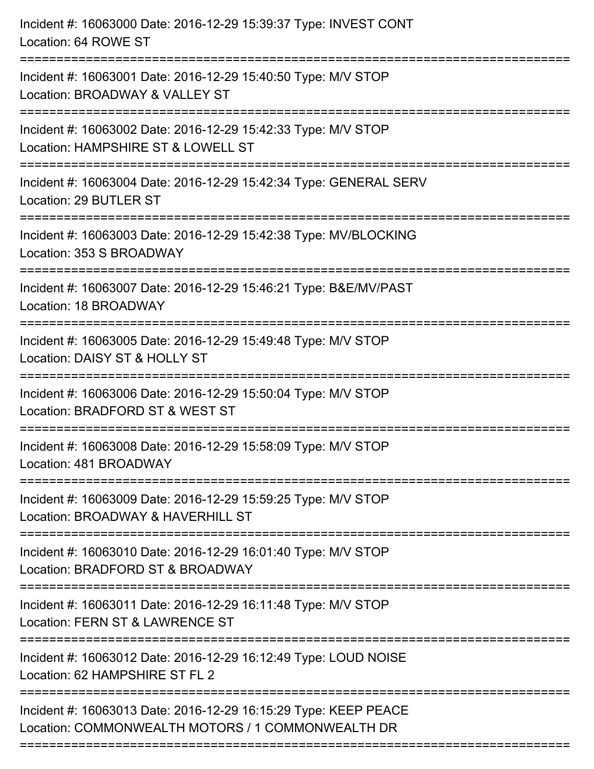Incident #: 16063000 Date: 2016-12-29 15:39:37 Type: INVEST CONT
Location: 64 ROWE ST

===========================================================================

Incident #: 16063001 Date: 2016-12-29 15:40:50 Type: M/V STOP
Location: BROADWAY & VALLEY ST

===========================================================================

Incident #: 16063002 Date: 2016-12-29 15:42:33 Type: M/V STOP
Location: HAMPSHIRE ST & LOWELL ST

===========================================================================

Incident #: 16063004 Date: 2016-12-29 15:42:34 Type: GENERAL SERV
Location: 29 BUTLER ST

===========================================================================

Incident #: 16063003 Date: 2016-12-29 15:42:38 Type: MV/BLOCKING
Location: 353 S BROADWAY

===========================================================================

Incident #: 16063007 Date: 2016-12-29 15:46:21 Type: B&E/MV/PAST
Location: 18 BROADWAY

===========================================================================

Incident #: 16063005 Date: 2016-12-29 15:49:48 Type: M/V STOP
Location: DAISY ST & HOLLY ST

===========================================================================

Incident #: 16063006 Date: 2016-12-29 15:50:04 Type: M/V STOP
Location: BRADFORD ST & WEST ST

===========================================================================

Incident #: 16063008 Date: 2016-12-29 15:58:09 Type: M/V STOP
Location: 481 BROADWAY

===========================================================================

Incident #: 16063009 Date: 2016-12-29 15:59:25 Type: M/V STOP
Location: BROADWAY & HAVERHILL ST

===========================================================================

Incident #: 16063010 Date: 2016-12-29 16:01:40 Type: M/V STOP
Location: BRADFORD ST & BROADWAY

===========================================================================

Incident #: 16063011 Date: 2016-12-29 16:11:48 Type: M/V STOP
Location: FERN ST & LAWRENCE ST

===========================================================================

Incident #: 16063012 Date: 2016-12-29 16:12:49 Type: LOUD NOISE
Location: 62 HAMPSHIRE ST FL 2

===========================================================================

Incident #: 16063013 Date: 2016-12-29 16:15:29 Type: KEEP PEACE
Location: COMMONWEALTH MOTORS / 1 COMMONWEALTH DR

===========================================================================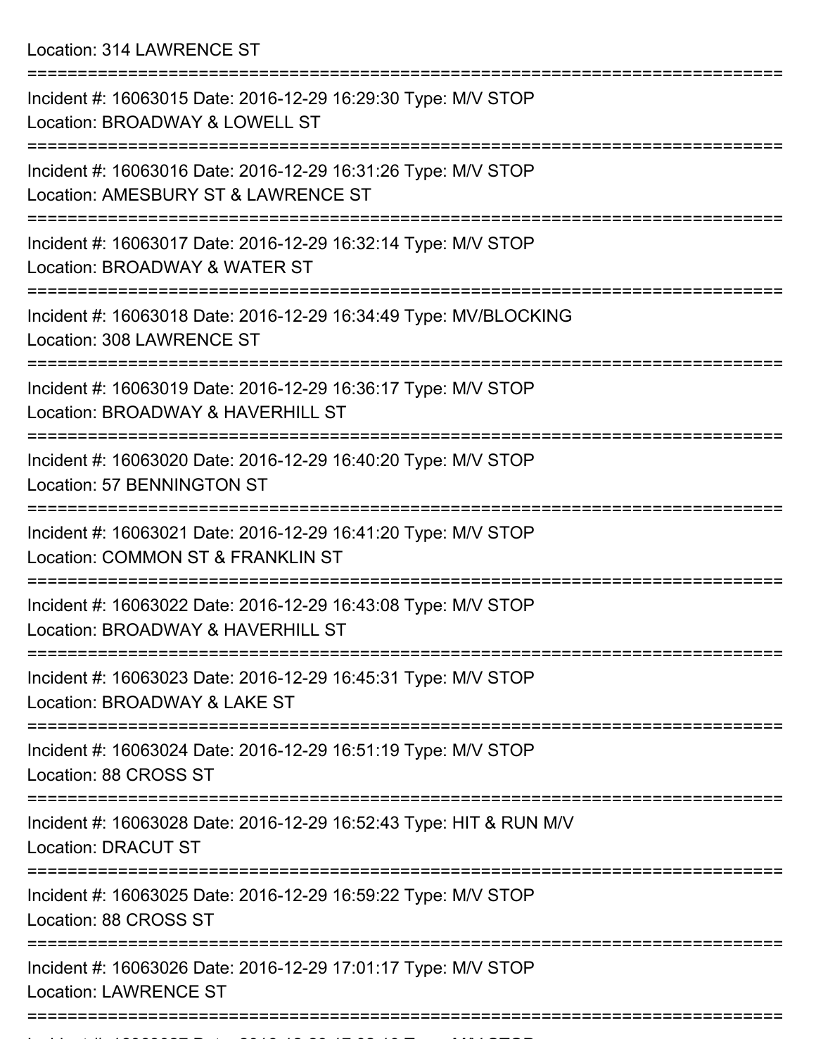Location: 314 LAWRENCE ST

===========================================================================

Incident #: 16063015 Date: 2016-12-29 16:29:30 Type: M/V STOP
Location: BROADWAY & LOWELL ST

===========================================================================

Incident #: 16063016 Date: 2016-12-29 16:31:26 Type: M/V STOP
Location: AMESBURY ST & LAWRENCE ST

===========================================================================

Incident #: 16063017 Date: 2016-12-29 16:32:14 Type: M/V STOP
Location: BROADWAY & WATER ST

===========================================================================

Incident #: 16063018 Date: 2016-12-29 16:34:49 Type: MV/BLOCKING
Location: 308 LAWRENCE ST

===========================================================================

Incident #: 16063019 Date: 2016-12-29 16:36:17 Type: M/V STOP
Location: BROADWAY & HAVERHILL ST

===========================================================================

Incident #: 16063020 Date: 2016-12-29 16:40:20 Type: M/V STOP
Location: 57 BENNINGTON ST

===========================================================================

Incident #: 16063021 Date: 2016-12-29 16:41:20 Type: M/V STOP
Location: COMMON ST & FRANKLIN ST

===========================================================================

Incident #: 16063022 Date: 2016-12-29 16:43:08 Type: M/V STOP
Location: BROADWAY & HAVERHILL ST

===========================================================================

Incident #: 16063023 Date: 2016-12-29 16:45:31 Type: M/V STOP
Location: BROADWAY & LAKE ST

===========================================================================

Incident #: 16063024 Date: 2016-12-29 16:51:19 Type: M/V STOP
Location: 88 CROSS ST

===========================================================================

Incident #: 16063028 Date: 2016-12-29 16:52:43 Type: HIT & RUN M/V
Location: DRACUT ST

===========================================================================

Incident #: 16063025 Date: 2016-12-29 16:59:22 Type: M/V STOP
Location: 88 CROSS ST

===========================================================================

Incident #: 16063026 Date: 2016-12-29 17:01:17 Type: M/V STOP
Location: LAWRENCE ST

===========================================================================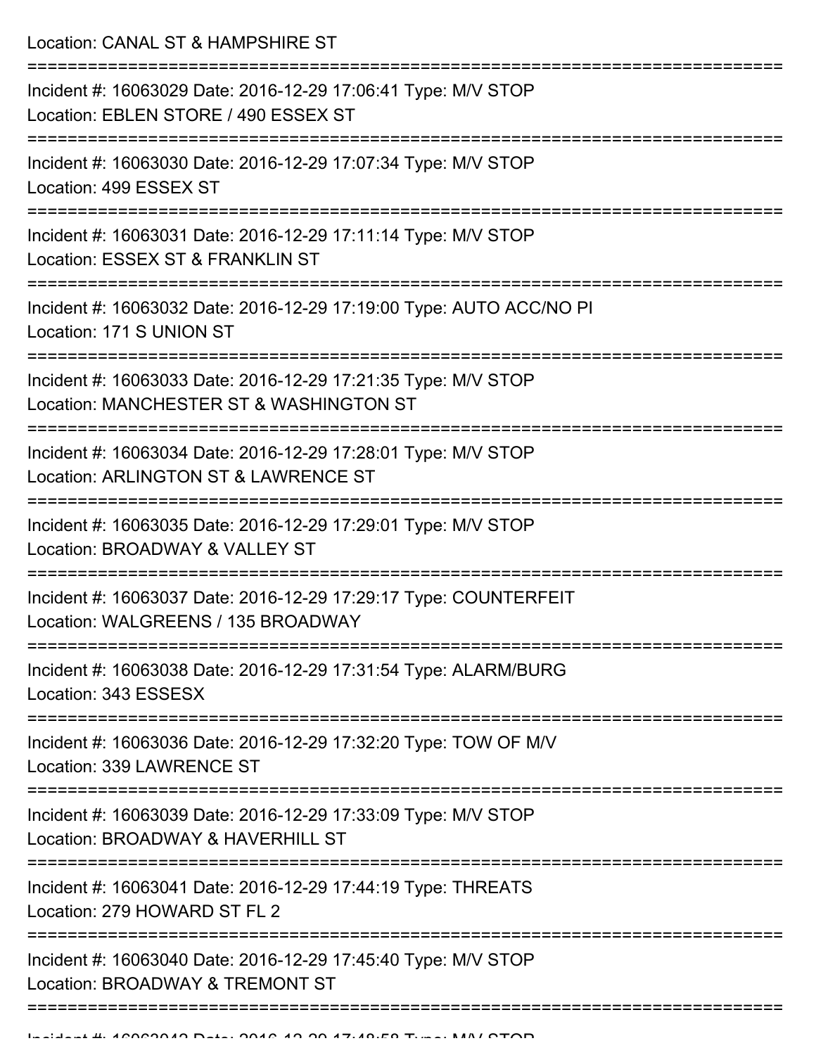Location: CANAL ST & HAMPSHIRE ST

===========================================================================

Incident #: 16063029 Date: 2016-12-29 17:06:41 Type: M/V STOP
Location: EBLEN STORE / 490 ESSEX ST

===========================================================================

Incident #: 16063030 Date: 2016-12-29 17:07:34 Type: M/V STOP
Location: 499 ESSEX ST

===========================================================================

Incident #: 16063031 Date: 2016-12-29 17:11:14 Type: M/V STOP
Location: ESSEX ST & FRANKLIN ST

===========================================================================

Incident #: 16063032 Date: 2016-12-29 17:19:00 Type: AUTO ACC/NO PI
Location: 171 S UNION ST

===========================================================================

Incident #: 16063033 Date: 2016-12-29 17:21:35 Type: M/V STOP
Location: MANCHESTER ST & WASHINGTON ST

===========================================================================

Incident #: 16063034 Date: 2016-12-29 17:28:01 Type: M/V STOP
Location: ARLINGTON ST & LAWRENCE ST

===========================================================================

Incident #: 16063035 Date: 2016-12-29 17:29:01 Type: M/V STOP
Location: BROADWAY & VALLEY ST

===========================================================================

Incident #: 16063037 Date: 2016-12-29 17:29:17 Type: COUNTERFEIT
Location: WALGREENS / 135 BROADWAY

===========================================================================

Incident #: 16063038 Date: 2016-12-29 17:31:54 Type: ALARM/BURG
Location: 343 ESSESX

===========================================================================

Incident #: 16063036 Date: 2016-12-29 17:32:20 Type: TOW OF M/V
Location: 339 LAWRENCE ST

===========================================================================

Incident #: 16063039 Date: 2016-12-29 17:33:09 Type: M/V STOP
Location: BROADWAY & HAVERHILL ST

===========================================================================

Incident #: 16063041 Date: 2016-12-29 17:44:19 Type: THREATS
Location: 279 HOWARD ST FL 2

===========================================================================

Incident #: 16063040 Date: 2016-12-29 17:45:40 Type: M/V STOP
Location: BROADWAY & TREMONT ST

===========================================================================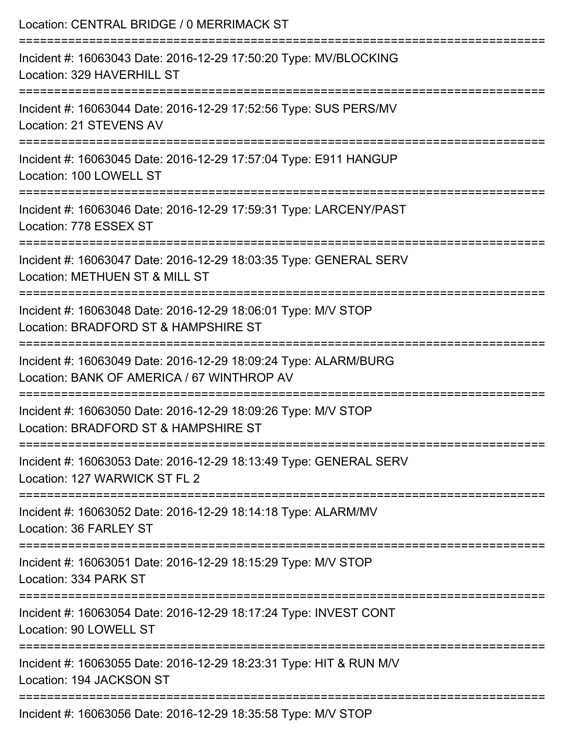Location: CENTRAL BRIDGE / 0 MERRIMACK ST

===========================================================================

Incident #: 16063043 Date: 2016-12-29 17:50:20 Type: MV/BLOCKING
Location: 329 HAVERHILL ST

===========================================================================

Incident #: 16063044 Date: 2016-12-29 17:52:56 Type: SUS PERS/MV
Location: 21 STEVENS AV

===========================================================================

Incident #: 16063045 Date: 2016-12-29 17:57:04 Type: E911 HANGUP
Location: 100 LOWELL ST

===========================================================================

Incident #: 16063046 Date: 2016-12-29 17:59:31 Type: LARCENY/PAST
Location: 778 ESSEX ST

===========================================================================

Incident #: 16063047 Date: 2016-12-29 18:03:35 Type: GENERAL SERV
Location: METHUEN ST & MILL ST

===========================================================================

Incident #: 16063048 Date: 2016-12-29 18:06:01 Type: M/V STOP
Location: BRADFORD ST & HAMPSHIRE ST

===========================================================================

Incident #: 16063049 Date: 2016-12-29 18:09:24 Type: ALARM/BURG
Location: BANK OF AMERICA / 67 WINTHROP AV

===========================================================================

Incident #: 16063050 Date: 2016-12-29 18:09:26 Type: M/V STOP
Location: BRADFORD ST & HAMPSHIRE ST

===========================================================================

Incident #: 16063053 Date: 2016-12-29 18:13:49 Type: GENERAL SERV
Location: 127 WARWICK ST FL 2

===========================================================================

Incident #: 16063052 Date: 2016-12-29 18:14:18 Type: ALARM/MV
Location: 36 FARLEY ST

===========================================================================

Incident #: 16063051 Date: 2016-12-29 18:15:29 Type: M/V STOP
Location: 334 PARK ST

===========================================================================

Incident #: 16063054 Date: 2016-12-29 18:17:24 Type: INVEST CONT
Location: 90 LOWELL ST

===========================================================================

Incident #: 16063055 Date: 2016-12-29 18:23:31 Type: HIT & RUN M/V
Location: 194 JACKSON ST

===========================================================================

Incident #: 16063056 Date: 2016-12-29 18:35:58 Type: M/V STOP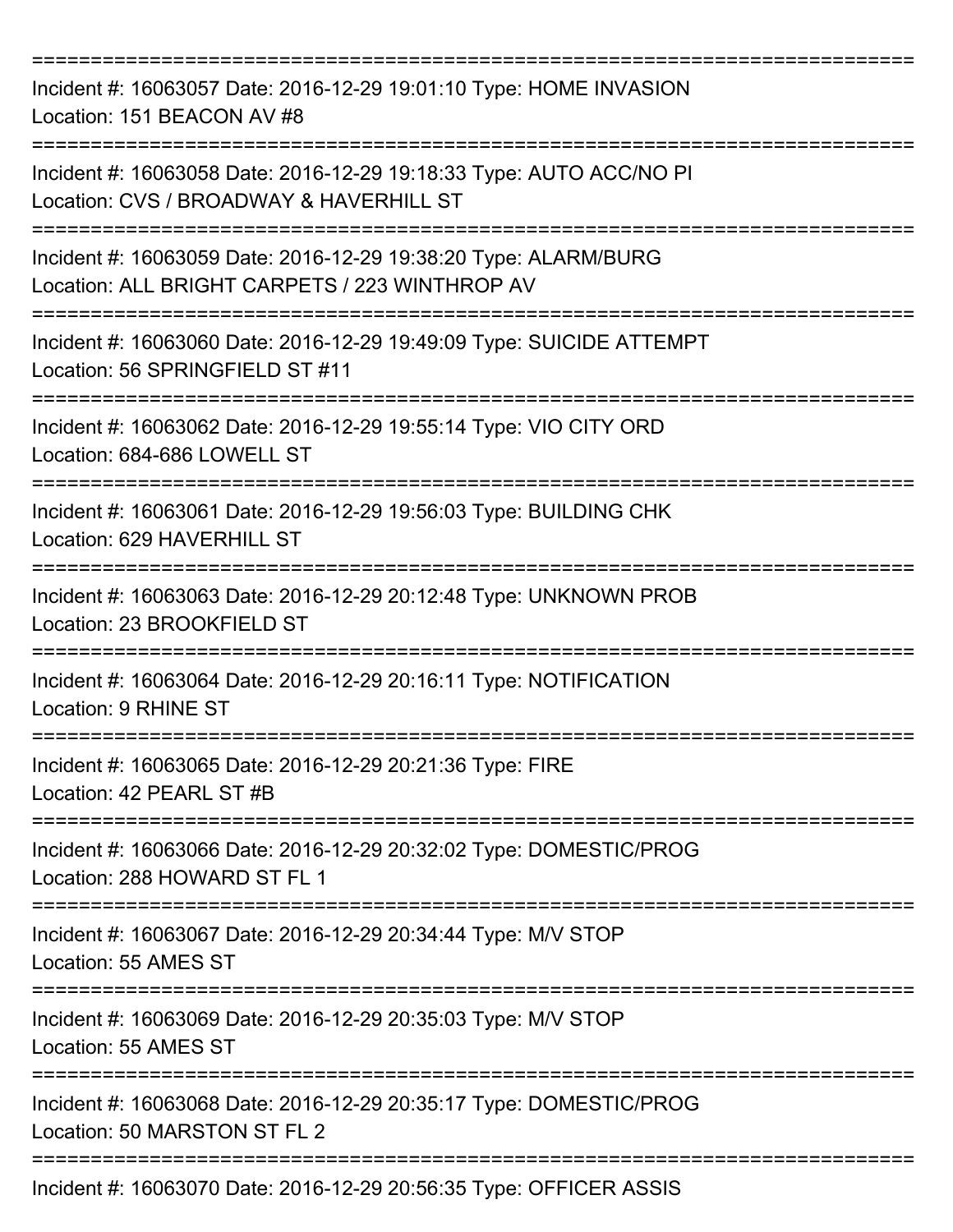===========================================================================

Incident #: 16063057 Date: 2016-12-29 19:01:10 Type: HOME INVASION
Location: 151 BEACON AV #8

===========================================================================

Incident #: 16063058 Date: 2016-12-29 19:18:33 Type: AUTO ACC/NO PI
Location: CVS / BROADWAY & HAVERHILL ST

===========================================================================

Incident #: 16063059 Date: 2016-12-29 19:38:20 Type: ALARM/BURG
Location: ALL BRIGHT CARPETS / 223 WINTHROP AV

===========================================================================

Incident #: 16063060 Date: 2016-12-29 19:49:09 Type: SUICIDE ATTEMPT
Location: 56 SPRINGFIELD ST #11

===========================================================================

Incident #: 16063062 Date: 2016-12-29 19:55:14 Type: VIO CITY ORD
Location: 684-686 LOWELL ST

===========================================================================

Incident #: 16063061 Date: 2016-12-29 19:56:03 Type: BUILDING CHK
Location: 629 HAVERHILL ST

===========================================================================

Incident #: 16063063 Date: 2016-12-29 20:12:48 Type: UNKNOWN PROB
Location: 23 BROOKFIELD ST

===========================================================================

Incident #: 16063064 Date: 2016-12-29 20:16:11 Type: NOTIFICATION
Location: 9 RHINE ST

===========================================================================

Incident #: 16063065 Date: 2016-12-29 20:21:36 Type: FIRE
Location: 42 PEARL ST #B

===========================================================================

Incident #: 16063066 Date: 2016-12-29 20:32:02 Type: DOMESTIC/PROG
Location: 288 HOWARD ST FL 1

===========================================================================

Incident #: 16063067 Date: 2016-12-29 20:34:44 Type: M/V STOP
Location: 55 AMES ST

===========================================================================

Incident #: 16063069 Date: 2016-12-29 20:35:03 Type: M/V STOP
Location: 55 AMES ST

===========================================================================

Incident #: 16063068 Date: 2016-12-29 20:35:17 Type: DOMESTIC/PROG
Location: 50 MARSTON ST FL 2

===========================================================================

Incident #: 16063070 Date: 2016-12-29 20:56:35 Type: OFFICER ASSIS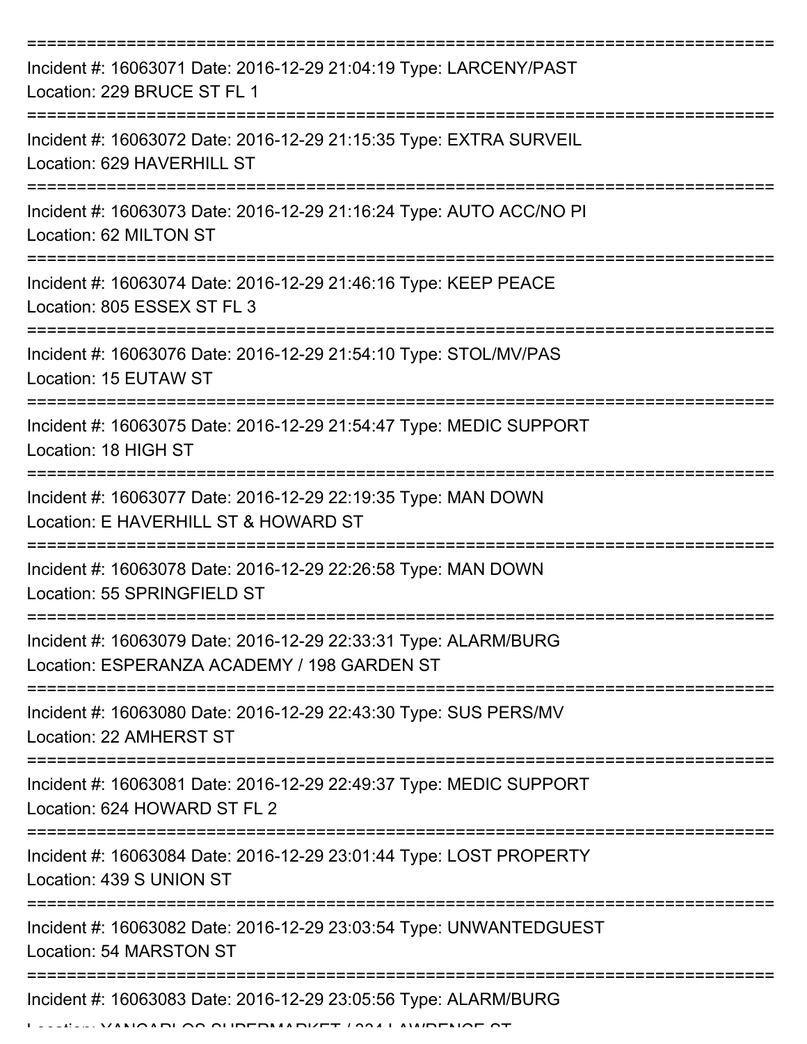Incident #: 16063071 Date: 2016-12-29 21:04:19 Type: LARCENY/PAST
Location: 229 BRUCE ST FL 1

Incident #: 16063072 Date: 2016-12-29 21:15:35 Type: EXTRA SURVEIL
Location: 629 HAVERHILL ST

Incident #: 16063073 Date: 2016-12-29 21:16:24 Type: AUTO ACC/NO PI
Location: 62 MILTON ST

Incident #: 16063074 Date: 2016-12-29 21:46:16 Type: KEEP PEACE
Location: 805 ESSEX ST FL 3

Incident #: 16063076 Date: 2016-12-29 21:54:10 Type: STOL/MV/PAS
Location: 15 EUTAW ST

Incident #: 16063075 Date: 2016-12-29 21:54:47 Type: MEDIC SUPPORT
Location: 18 HIGH ST

Incident #: 16063077 Date: 2016-12-29 22:19:35 Type: MAN DOWN
Location: E HAVERHILL ST & HOWARD ST

Incident #: 16063078 Date: 2016-12-29 22:26:58 Type: MAN DOWN
Location: 55 SPRINGFIELD ST

Incident #: 16063079 Date: 2016-12-29 22:33:31 Type: ALARM/BURG
Location: ESPERANZA ACADEMY / 198 GARDEN ST

Incident #: 16063080 Date: 2016-12-29 22:43:30 Type: SUS PERS/MV
Location: 22 AMHERST ST

Incident #: 16063081 Date: 2016-12-29 22:49:37 Type: MEDIC SUPPORT
Location: 624 HOWARD ST FL 2

Incident #: 16063084 Date: 2016-12-29 23:01:44 Type: LOST PROPERTY
Location: 439 S UNION ST

Incident #: 16063082 Date: 2016-12-29 23:03:54 Type: UNWANTEDGUEST
Location: 54 MARSTON ST

Incident #: 16063083 Date: 2016-12-29 23:05:56 Type: ALARM/BURG
Location: YANCARLOS SUPERMARKET / 224 LAWRENCE ST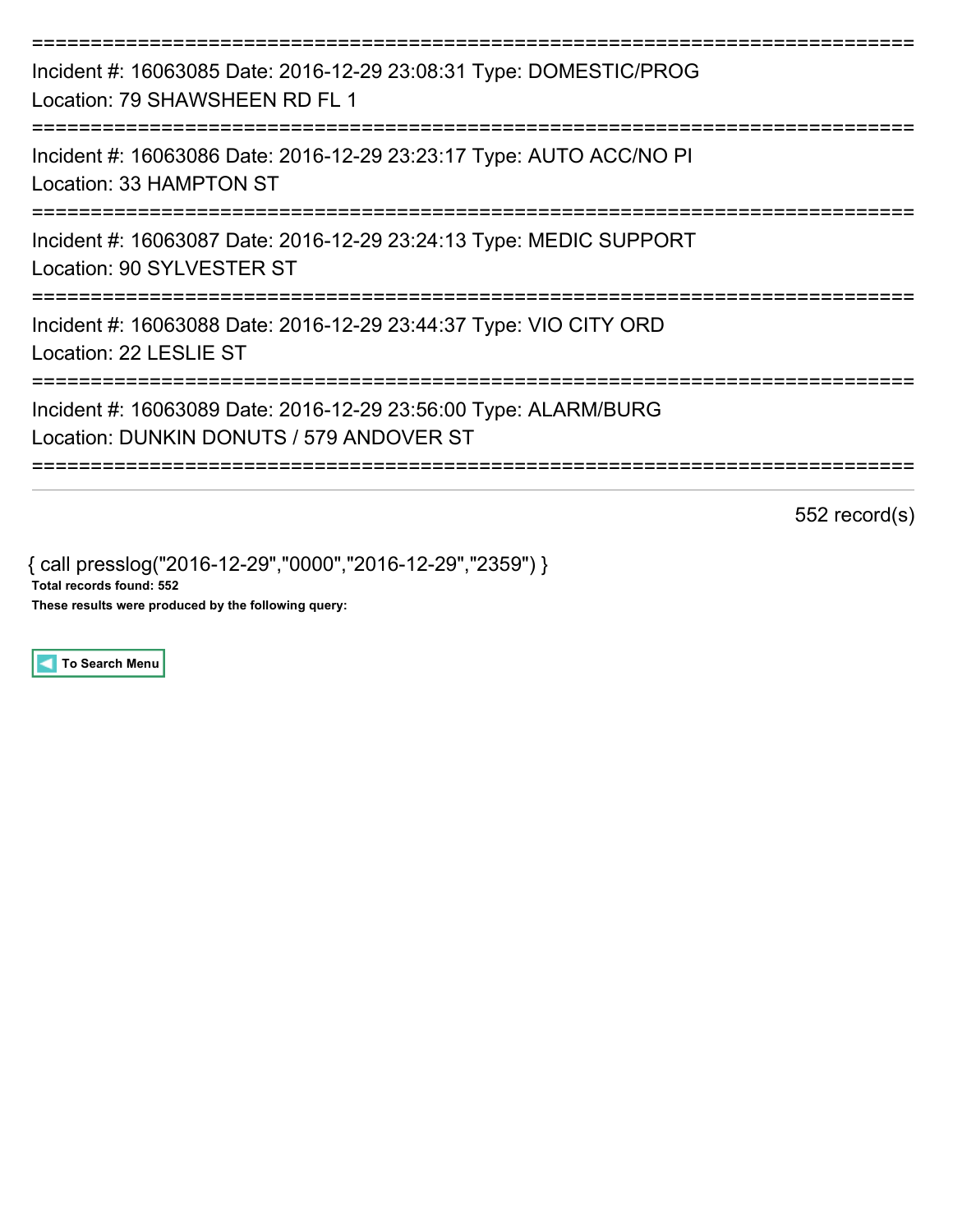===========================================================================

Incident #: 16063085 Date: 2016-12-29 23:08:31 Type: DOMESTIC/PROG
Location: 79 SHAWSHEEN RD FL 1

===========================================================================

Incident #: 16063086 Date: 2016-12-29 23:23:17 Type: AUTO ACC/NO PI
Location: 33 HAMPTON ST

===========================================================================

Incident #: 16063087 Date: 2016-12-29 23:24:13 Type: MEDIC SUPPORT
Location: 90 SYLVESTER ST

===========================================================================

Incident #: 16063088 Date: 2016-12-29 23:44:37 Type: VIO CITY ORD
Location: 22 LESLIE ST

===========================================================================

Incident #: 16063089 Date: 2016-12-29 23:56:00 Type: ALARM/BURG
Location: DUNKIN DONUTS / 579 ANDOVER ST

===========================================================================

552 record(s)

{ call presslog("2016-12-29","0000","2016-12-29","2359") }

**Total records found: 552**

**These results were produced by the following query:**

**To Search Menu**